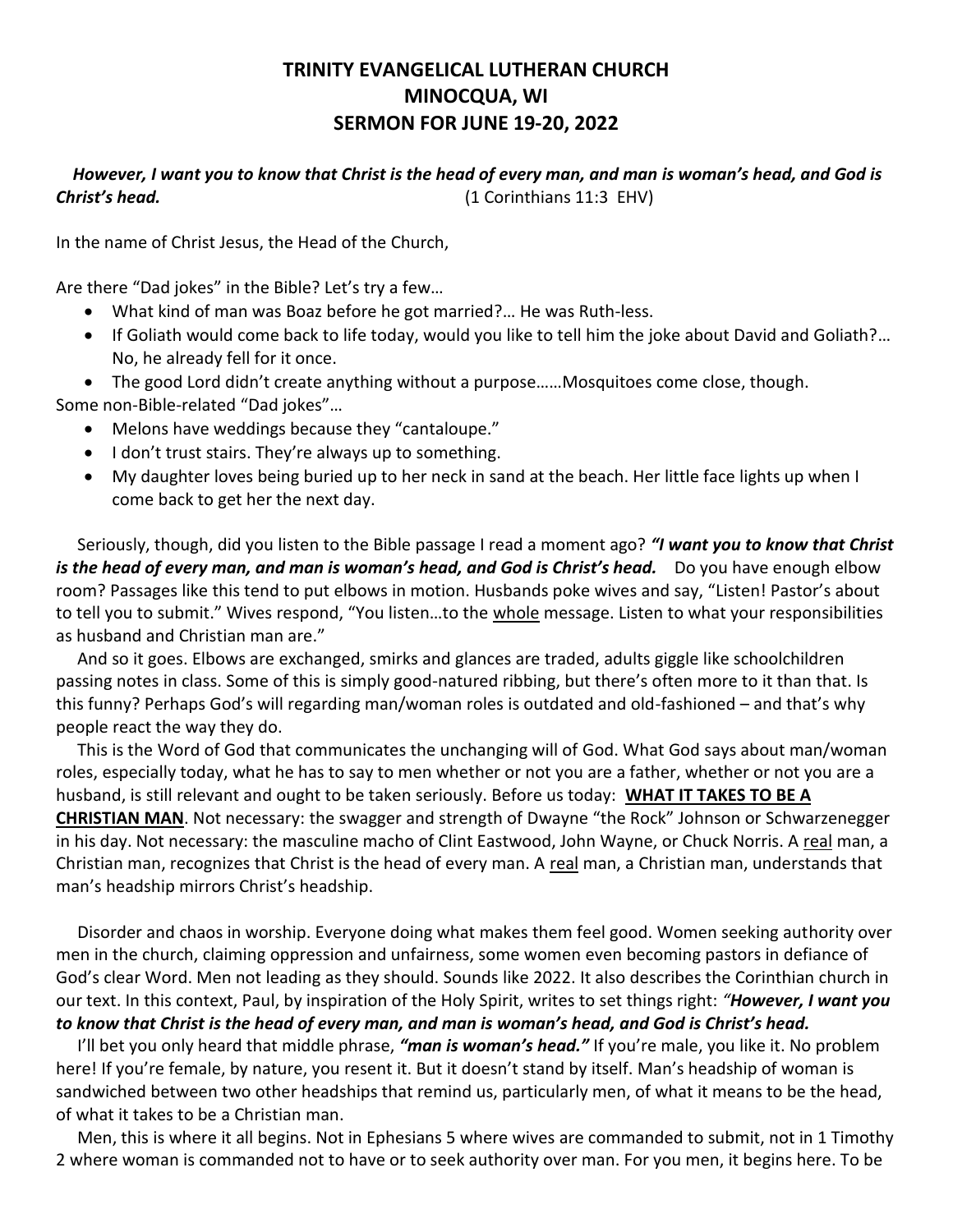**TRINITY EVANGELICAL LUTHERAN CHURCH**
**MINOCQUA, WI**
**SERMON FOR JUNE 19-20, 2022**

***However, I want you to know that Christ is the head of every man, and man is woman's head, and God is Christ's head.*** (1 Corinthians 11:3 EHV)

In the name of Christ Jesus, the Head of the Church,

Are there "Dad jokes" in the Bible? Let's try a few…

- What kind of man was Boaz before he got married?… He was Ruth-less.
- If Goliath would come back to life today, would you like to tell him the joke about David and Goliath?… No, he already fell for it once.
- The good Lord didn't create anything without a purpose……Mosquitoes come close, though.

Some non-Bible-related "Dad jokes"…

- Melons have weddings because they "cantaloupe."
- I don't trust stairs. They're always up to something.
- My daughter loves being buried up to her neck in sand at the beach. Her little face lights up when I come back to get her the next day.

Seriously, though, did you listen to the Bible passage I read a moment ago? ***"I want you to know that Christ is the head of every man, and man is woman's head, and God is Christ's head.*** Do you have enough elbow room? Passages like this tend to put elbows in motion. Husbands poke wives and say, "Listen! Pastor's about to tell you to submit." Wives respond, "You listen…to the whole message. Listen to what your responsibilities as husband and Christian man are."

And so it goes. Elbows are exchanged, smirks and glances are traded, adults giggle like schoolchildren passing notes in class. Some of this is simply good-natured ribbing, but there's often more to it than that. Is this funny? Perhaps God's will regarding man/woman roles is outdated and old-fashioned – and that's why people react the way they do.

This is the Word of God that communicates the unchanging will of God. What God says about man/woman roles, especially today, what he has to say to men whether or not you are a father, whether or not you are a husband, is still relevant and ought to be taken seriously. Before us today: **WHAT IT TAKES TO BE A CHRISTIAN MAN**. Not necessary: the swagger and strength of Dwayne "the Rock" Johnson or Schwarzenegger in his day. Not necessary: the masculine macho of Clint Eastwood, John Wayne, or Chuck Norris. A real man, a Christian man, recognizes that Christ is the head of every man. A real man, a Christian man, understands that man's headship mirrors Christ's headship.

Disorder and chaos in worship. Everyone doing what makes them feel good. Women seeking authority over men in the church, claiming oppression and unfairness, some women even becoming pastors in defiance of God's clear Word. Men not leading as they should. Sounds like 2022. It also describes the Corinthian church in our text. In this context, Paul, by inspiration of the Holy Spirit, writes to set things right: ***"However, I want you to know that Christ is the head of every man, and man is woman's head, and God is Christ's head.***

I'll bet you only heard that middle phrase, ***"man is woman's head."*** If you're male, you like it. No problem here! If you're female, by nature, you resent it. But it doesn't stand by itself. Man's headship of woman is sandwiched between two other headships that remind us, particularly men, of what it means to be the head, of what it takes to be a Christian man.

Men, this is where it all begins. Not in Ephesians 5 where wives are commanded to submit, not in 1 Timothy 2 where woman is commanded not to have or to seek authority over man. For you men, it begins here. To be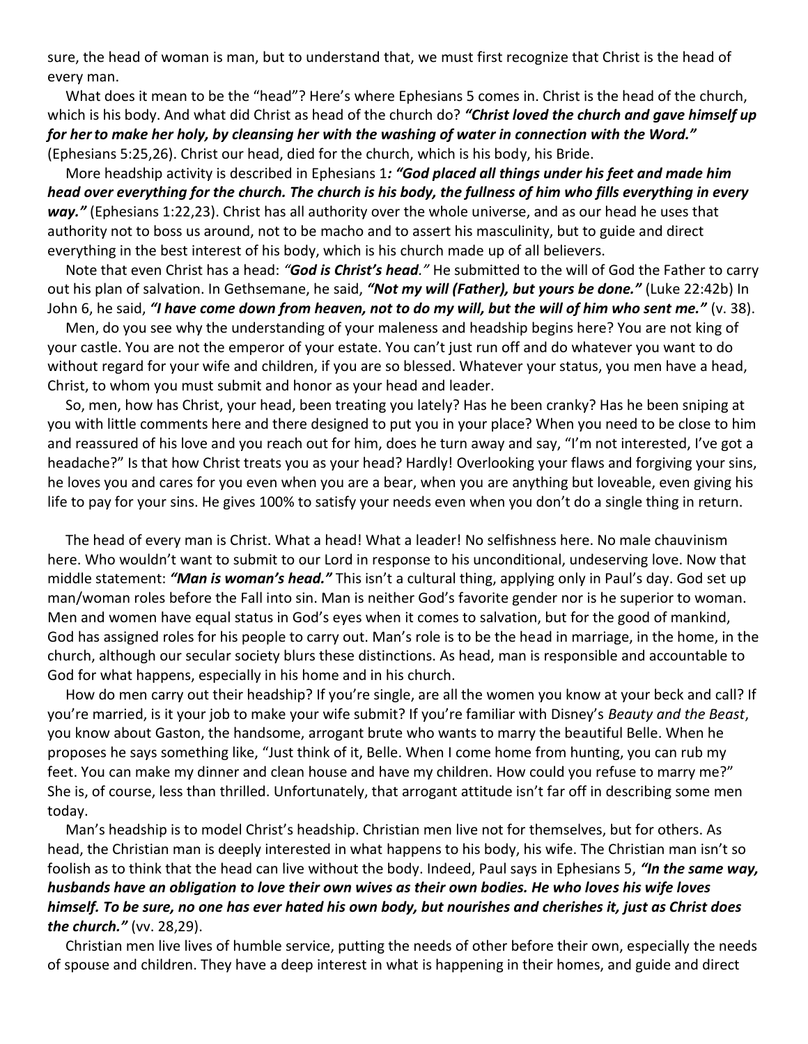sure, the head of woman is man, but to understand that, we must first recognize that Christ is the head of every man.

What does it mean to be the "head"? Here's where Ephesians 5 comes in. Christ is the head of the church, which is his body. And what did Christ as head of the church do? ***"Christ loved the church and gave himself up for her to make her holy, by cleansing her with the washing of water in connection with the Word."*** (Ephesians 5:25,26). Christ our head, died for the church, which is his body, his Bride.

More headship activity is described in Ephesians 1***: "God placed all things under his feet and made him head over everything for the church. The church is his body, the fullness of him who fills everything in every way."*** (Ephesians 1:22,23). Christ has all authority over the whole universe, and as our head he uses that authority not to boss us around, not to be macho and to assert his masculinity, but to guide and direct everything in the best interest of his body, which is his church made up of all believers.

Note that even Christ has a head: *"**God is Christ's head**."* He submitted to the will of God the Father to carry out his plan of salvation. In Gethsemane, he said, ***"Not my will (Father), but yours be done."*** (Luke 22:42b) In John 6, he said, ***"I have come down from heaven, not to do my will, but the will of him who sent me."*** (v. 38).

Men, do you see why the understanding of your maleness and headship begins here? You are not king of your castle. You are not the emperor of your estate. You can't just run off and do whatever you want to do without regard for your wife and children, if you are so blessed. Whatever your status, you men have a head, Christ, to whom you must submit and honor as your head and leader.

So, men, how has Christ, your head, been treating you lately? Has he been cranky? Has he been sniping at you with little comments here and there designed to put you in your place? When you need to be close to him and reassured of his love and you reach out for him, does he turn away and say, "I'm not interested, I've got a headache?" Is that how Christ treats you as your head? Hardly! Overlooking your flaws and forgiving your sins, he loves you and cares for you even when you are a bear, when you are anything but loveable, even giving his life to pay for your sins. He gives 100% to satisfy your needs even when you don't do a single thing in return.

The head of every man is Christ. What a head! What a leader! No selfishness here. No male chauvinism here. Who wouldn't want to submit to our Lord in response to his unconditional, undeserving love. Now that middle statement: ***"Man is woman's head."*** This isn't a cultural thing, applying only in Paul's day. God set up man/woman roles before the Fall into sin. Man is neither God's favorite gender nor is he superior to woman. Men and women have equal status in God's eyes when it comes to salvation, but for the good of mankind, God has assigned roles for his people to carry out. Man's role is to be the head in marriage, in the home, in the church, although our secular society blurs these distinctions. As head, man is responsible and accountable to God for what happens, especially in his home and in his church.

How do men carry out their headship? If you're single, are all the women you know at your beck and call? If you're married, is it your job to make your wife submit? If you're familiar with Disney's *Beauty and the Beast*, you know about Gaston, the handsome, arrogant brute who wants to marry the beautiful Belle. When he proposes he says something like, "Just think of it, Belle. When I come home from hunting, you can rub my feet. You can make my dinner and clean house and have my children. How could you refuse to marry me?" She is, of course, less than thrilled. Unfortunately, that arrogant attitude isn't far off in describing some men today.

Man's headship is to model Christ's headship. Christian men live not for themselves, but for others. As head, the Christian man is deeply interested in what happens to his body, his wife. The Christian man isn't so foolish as to think that the head can live without the body. Indeed, Paul says in Ephesians 5, ***"In the same way, husbands have an obligation to love their own wives as their own bodies. He who loves his wife loves himself. To be sure, no one has ever hated his own body, but nourishes and cherishes it, just as Christ does the church."*** (vv. 28,29).

Christian men live lives of humble service, putting the needs of other before their own, especially the needs of spouse and children. They have a deep interest in what is happening in their homes, and guide and direct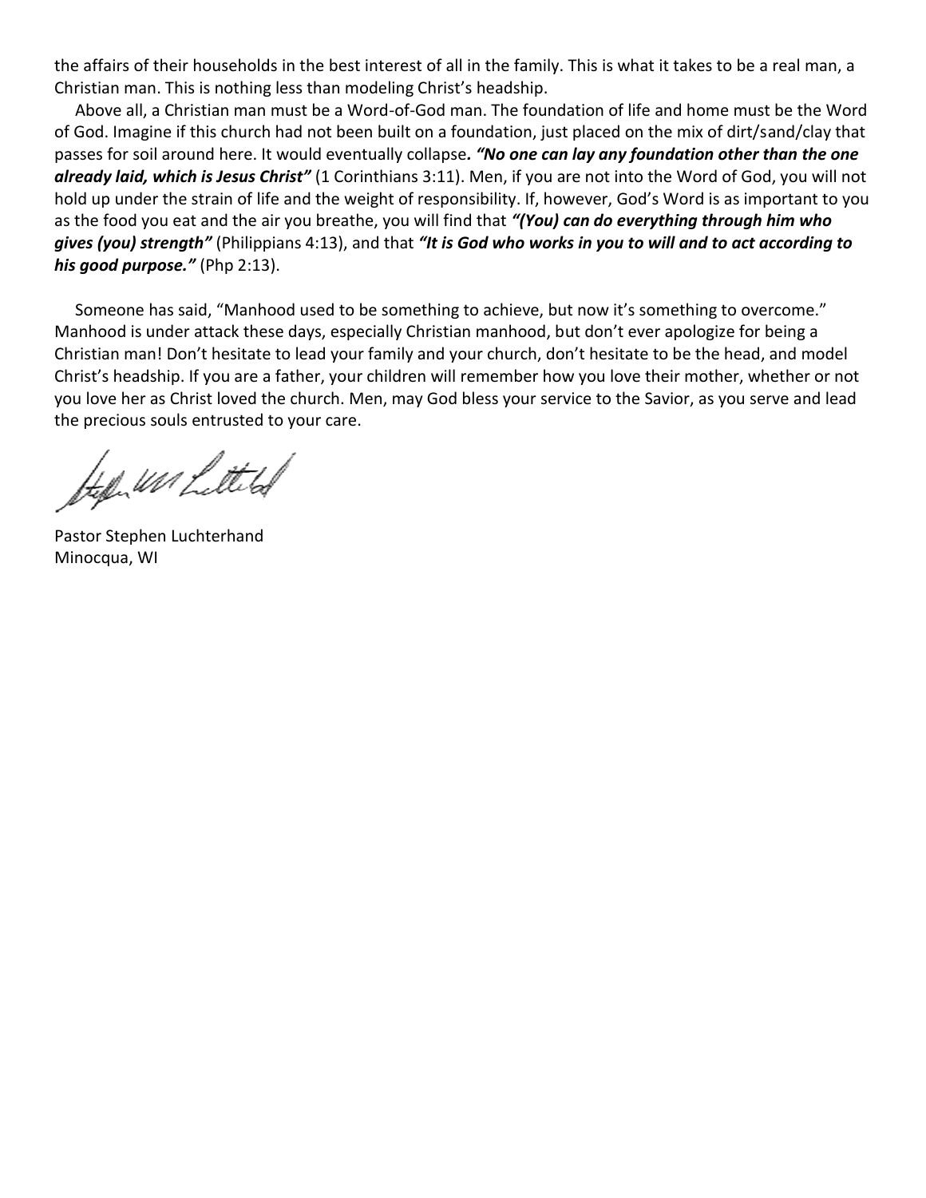the affairs of their households in the best interest of all in the family. This is what it takes to be a real man, a Christian man. This is nothing less than modeling Christ's headship.

Above all, a Christian man must be a Word-of-God man. The foundation of life and home must be the Word of God. Imagine if this church had not been built on a foundation, just placed on the mix of dirt/sand/clay that passes for soil around here. It would eventually collapse***. "No one can lay any foundation other than the one already laid, which is Jesus Christ"*** (1 Corinthians 3:11). Men, if you are not into the Word of God, you will not hold up under the strain of life and the weight of responsibility. If, however, God's Word is as important to you as the food you eat and the air you breathe, you will find that ***"(You) can do everything through him who gives (you) strength"*** (Philippians 4:13), and that ***"It is God who works in you to will and to act according to his good purpose."*** (Php 2:13).

Someone has said, "Manhood used to be something to achieve, but now it's something to overcome." Manhood is under attack these days, especially Christian manhood, but don't ever apologize for being a Christian man! Don't hesitate to lead your family and your church, don't hesitate to be the head, and model Christ's headship. If you are a father, your children will remember how you love their mother, whether or not you love her as Christ loved the church. Men, may God bless your service to the Savior, as you serve and lead the precious souls entrusted to your care.

Pastor Stephen Luchterhand
Minocqua, WI